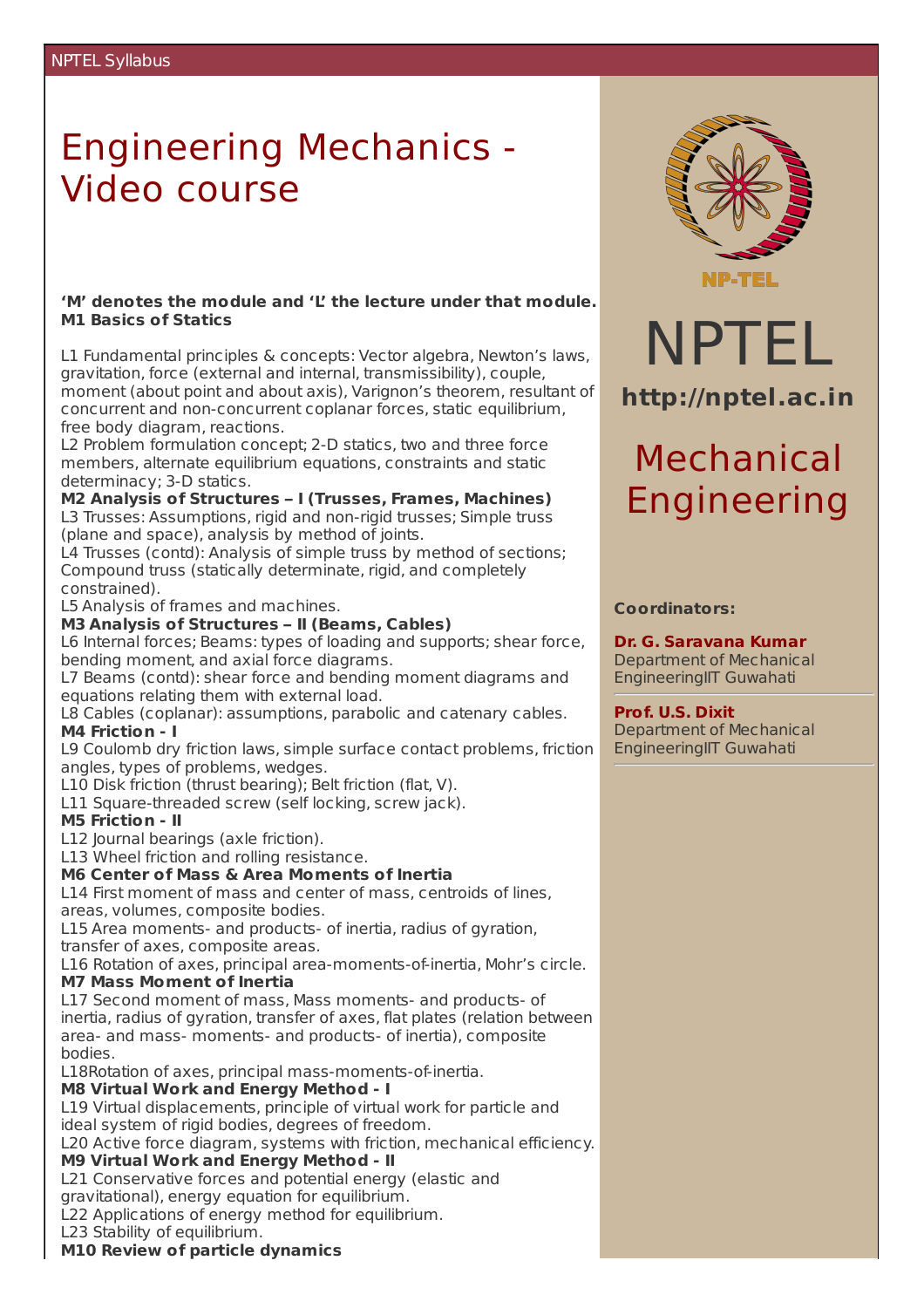# Engineering Mechanics - Video course

**'M' denotes the module and 'L' the lecture under that module.**

**M1 Basics of Statics**

L1 Fundamental principles & concepts: Vector algebra, Newton's laws, gravitation, force (external and internal, transmissibility), couple, moment (about point and about axis), Varignon's theorem, resultant of concurrent and non-concurrent coplanar forces, static equilibrium, free body diagram, reactions.

L2 Problem formulation concept; 2-D statics, two and three force members, alternate equilibrium equations, constraints and static determinacy; 3-D statics.

**M2 Analysis of Structures – I (Trusses, Frames, Machines)**

L3 Trusses: Assumptions, rigid and non-rigid trusses; Simple truss (plane and space), analysis by method of joints.

L4 Trusses (contd): Analysis of simple truss by method of sections; Compound truss (statically determinate, rigid, and completely constrained).

L5 Analysis of frames and machines.

**M3 Analysis of Structures – II (Beams, Cables)**

L6 Internal forces; Beams: types of loading and supports; shear force, bending moment, and axial force diagrams.

L7 Beams (contd): shear force and bending moment diagrams and equations relating them with external load.

L8 Cables (coplanar): assumptions, parabolic and catenary cables.

**M4 Friction - I**

L9 Coulomb dry friction laws, simple surface contact problems, friction angles, types of problems, wedges.

L10 Disk friction (thrust bearing); Belt friction (flat, V).

L11 Square-threaded screw (self locking, screw jack).

**M5 Friction - II**

L12 Journal bearings (axle friction).

L13 Wheel friction and rolling resistance.

**M6 Center of Mass & Area Moments of Inertia**

L14 First moment of mass and center of mass, centroids of lines, areas, volumes, composite bodies.

L15 Area moments- and products- of inertia, radius of gyration, transfer of axes, composite areas.

L16 Rotation of axes, principal area-moments-of-inertia, Mohr's circle.

**M7 Mass Moment of Inertia**

L17 Second moment of mass, Mass moments- and products- of inertia, radius of gyration, transfer of axes, flat plates (relation between area- and mass- moments- and products- of inertia), composite bodies.

L18Rotation of axes, principal mass-moments-of-inertia.

**M8 Virtual Work and Energy Method - I**

L19 Virtual displacements, principle of virtual work for particle and ideal system of rigid bodies, degrees of freedom.

L20 Active force diagram, systems with friction, mechanical efficiency.

**M9 Virtual Work and Energy Method - II**

L21 Conservative forces and potential energy (elastic and gravitational), energy equation for equilibrium.

L22 Applications of energy method for equilibrium.

L23 Stability of equilibrium.

**M10 Review of particle dynamics**

NP-TEL

NPTEL

**http://nptel.ac.in**

## Mechanical Engineering

**Coordinators:**

**Dr. G. Saravana Kumar**
Department of Mechanical EngineeringIIT Guwahati

**Prof. U.S. Dixit**
Department of Mechanical EngineeringIIT Guwahati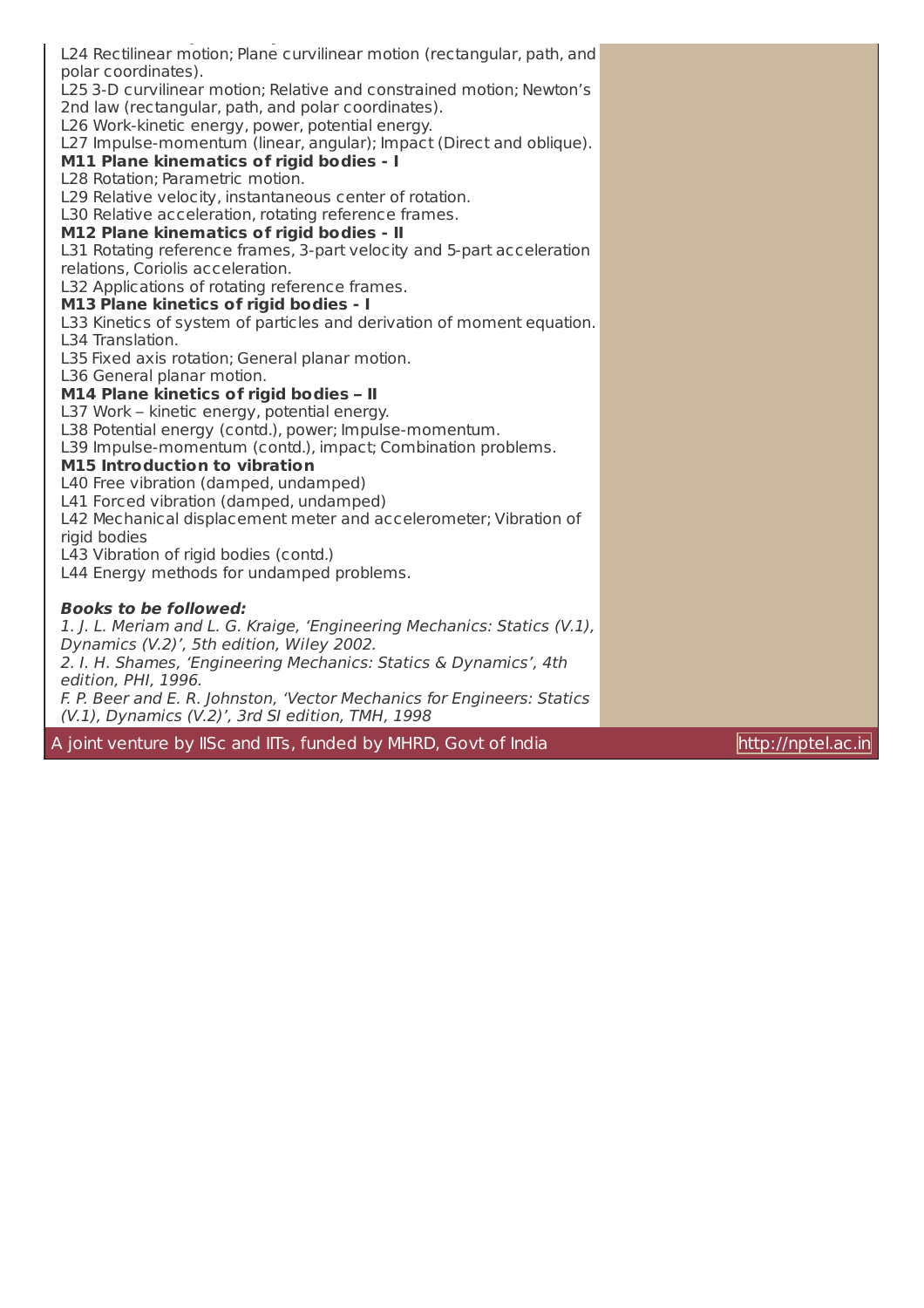L24 Rectilinear motion; Plane curvilinear motion (rectangular, path, and polar coordinates).
L25 3-D curvilinear motion; Relative and constrained motion; Newton's 2nd law (rectangular, path, and polar coordinates).
L26 Work-kinetic energy, power, potential energy.
L27 Impulse-momentum (linear, angular); Impact (Direct and oblique).

**M11 Plane kinematics of rigid bodies - I**

L28 Rotation; Parametric motion.
L29 Relative velocity, instantaneous center of rotation.
L30 Relative acceleration, rotating reference frames.

**M12 Plane kinematics of rigid bodies - II**

L31 Rotating reference frames, 3-part velocity and 5-part acceleration relations, Coriolis acceleration.
L32 Applications of rotating reference frames.

**M13 Plane kinetics of rigid bodies - I**

L33 Kinetics of system of particles and derivation of moment equation.
L34 Translation.
L35 Fixed axis rotation; General planar motion.
L36 General planar motion.

**M14 Plane kinetics of rigid bodies – II**

L37 Work – kinetic energy, potential energy.
L38 Potential energy (contd.), power; Impulse-momentum.
L39 Impulse-momentum (contd.), impact; Combination problems.

**M15 Introduction to vibration**

L40 Free vibration (damped, undamped)
L41 Forced vibration (damped, undamped)
L42 Mechanical displacement meter and accelerometer; Vibration of rigid bodies
L43 Vibration of rigid bodies (contd.)
L44 Energy methods for undamped problems.

***Books to be followed:***

*1. J. L. Meriam and L. G. Kraige, 'Engineering Mechanics: Statics (V.1), Dynamics (V.2)', 5th edition, Wiley 2002.*
*2. I. H. Shames, 'Engineering Mechanics: Statics & Dynamics', 4th edition, PHI, 1996.*
*F. P. Beer and E. R. Johnston, 'Vector Mechanics for Engineers: Statics (V.1), Dynamics (V.2)', 3rd SI edition, TMH, 1998*